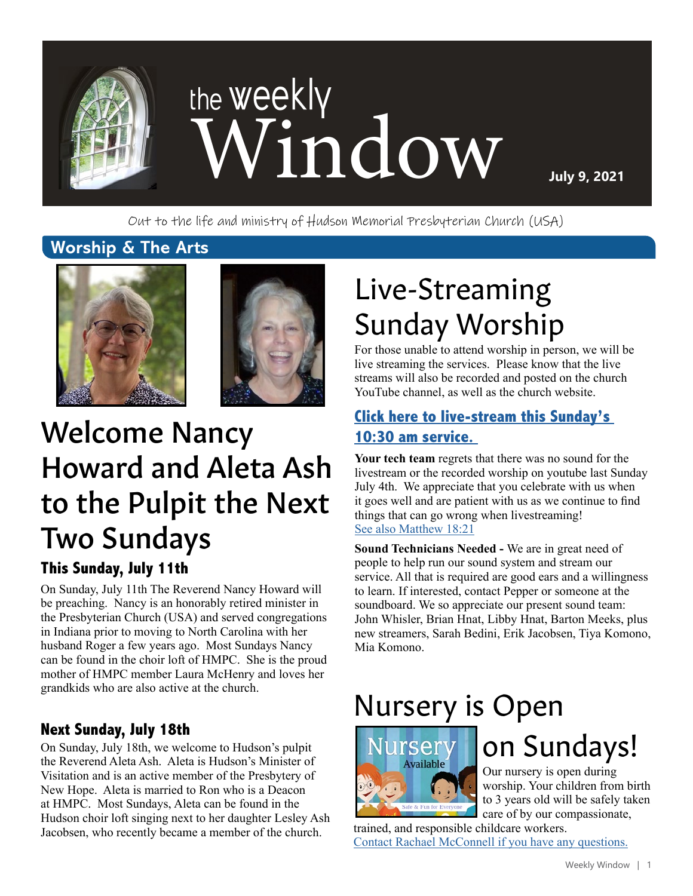# the weekly Window

**July 9, 2021**

Out to the life and ministry of Hudson Memorial Presbyterian Church (USA)

## Worship & The Arts

# Welcome Nancy Howard and Aleta Ash to the Pulpit the Next Two Sundays

### This Sunday, July 11th

On Sunday, July 11th The Reverend Nancy Howard will be preaching. Nancy is an honorably retired minister in the Presbyterian Church (USA) and served congregations in Indiana prior to moving to North Carolina with her husband Roger a few years ago. Most Sundays Nancy can be found in the choir loft of HMPC. She is the proud mother of HMPC member Laura McHenry and loves her grandkids who are also active at the church.

### Next Sunday, July 18th

On Sunday, July 18th, we welcome to Hudson's pulpit the Reverend Aleta Ash. Aleta is Hudson's Minister of Visitation and is an active member of the Presbytery of New Hope. Aleta is married to Ron who is a Deacon at HMPC. Most Sundays, Aleta can be found in the Hudson choir loft singing next to her daughter Lesley Ash Jacobsen, who recently became a member of the church.

# Live-Streaming Sunday Worship

For those unable to attend worship in person, we will be live streaming the services. Please know that the live streams will also be recorded and posted on the church YouTube channel, as well as the church website.

### Click here to live-stream this Sunday's 10:30 am service.

**Your tech team** regrets that there was no sound for the livestream or the recorded worship on youtube last Sunday July 4th. We appreciate that you celebrate with us when it goes well and are patient with us as we continue to find things that can go wrong when livestreaming! See also Matthew 18:21

**Sound Technicians Needed -** We are in great need of people to help run our sound system and stream our service. All that is required are good ears and a willingness to learn. If interested, contact Pepper or someone at the soundboard. We so appreciate our present sound team: John Whisler, Brian Hnat, Libby Hnat, Barton Meeks, plus new streamers, Sarah Bedini, Erik Jacobsen, Tiya Komono, Mia Komono.

# Nursery is Open on Sundays!

Our nursery is open during worship. Your children from birth to 3 years old will be safely taken care of by our compassionate, trained, and responsible childcare workers. Contact Rachael McConnell if you have any questions.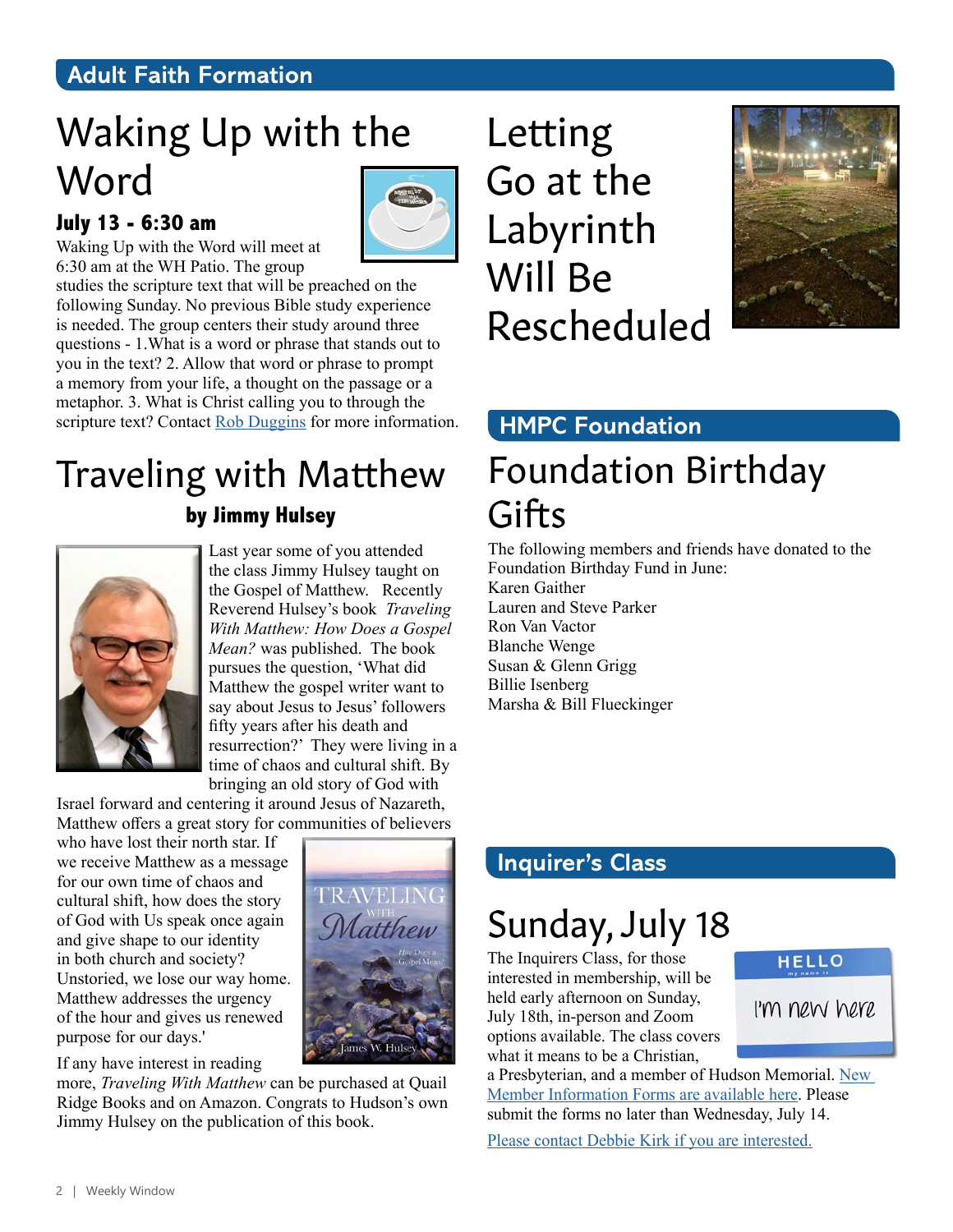## Adult Faith Formation

# Waking Up with the Word

**July 13 - 6:30 am**

Waking Up with the Word will meet at 6:30 am at the WH Patio. The group studies the scripture text that will be preached on the following Sunday. No previous Bible study experience is needed. The group centers their study around three questions - 1.What is a word or phrase that stands out to you in the text? 2. Allow that word or phrase to prompt a memory from your life, a thought on the passage or a metaphor. 3. What is Christ calling you to through the scripture text? Contact Rob Duggins for more information.

# Traveling with Matthew

**by Jimmy Hulsey**

Last year some of you attended the class Jimmy Hulsey taught on the Gospel of Matthew. Recently Reverend Hulsey's book *Traveling With Matthew: How Does a Gospel Mean?* was published. The book pursues the question, 'What did Matthew the gospel writer want to say about Jesus to Jesus' followers fifty years after his death and resurrection?' They were living in a time of chaos and cultural shift. By bringing an old story of God with Israel forward and centering it around Jesus of Nazareth, Matthew offers a great story for communities of believers who have lost their north star. If we receive Matthew as a message for our own time of chaos and cultural shift, how does the story of God with Us speak once again and give shape to our identity in both church and society? Unstoried, we lose our way home. Matthew addresses the urgency of the hour and gives us renewed purpose for our days.'

If any have interest in reading more, *Traveling With Matthew* can be purchased at Quail Ridge Books and on Amazon. Congrats to Hudson's own Jimmy Hulsey on the publication of this book.

# Letting Go at the Labyrinth Will Be Rescheduled

## HMPC Foundation

# Foundation Birthday Gifts

The following members and friends have donated to the Foundation Birthday Fund in June:

Karen Gaither
Lauren and Steve Parker
Ron Van Vactor
Blanche Wenge
Susan & Glenn Grigg
Billie Isenberg
Marsha & Bill Flueckinger

## Inquirer's Class

# Sunday, July 18

The Inquirers Class, for those interested in membership, will be held early afternoon on Sunday, July 18th, in-person and Zoom options available. The class covers what it means to be a Christian, a Presbyterian, and a member of Hudson Memorial. New Member Information Forms are available here. Please submit the forms no later than Wednesday, July 14.

Please contact Debbie Kirk if you are interested.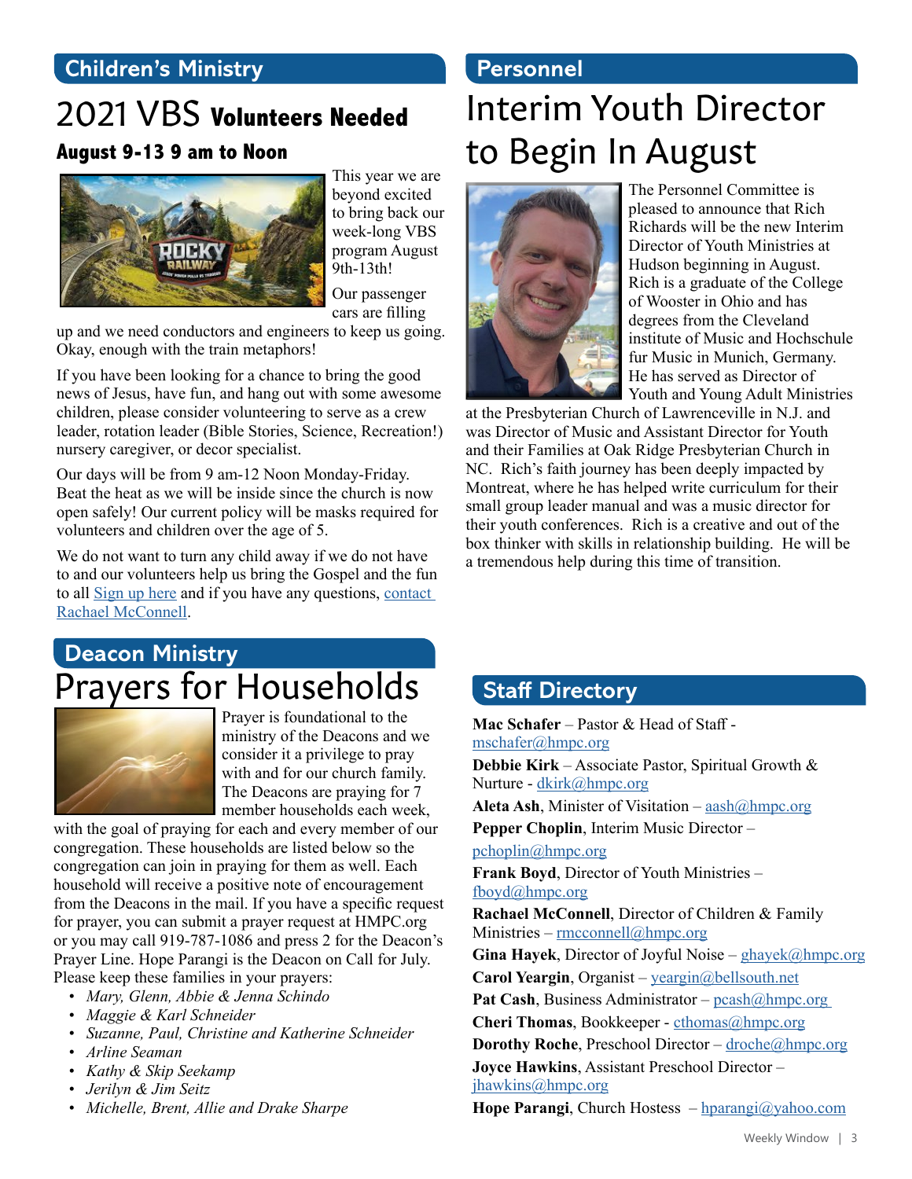## Children's Ministry

# 2021 VBS **Volunteers Needed**

### August 9-13 9 am to Noon

This year we are beyond excited to bring back our week-long VBS program August 9th-13th!

Our passenger cars are filling up and we need conductors and engineers to keep us going. Okay, enough with the train metaphors!

If you have been looking for a chance to bring the good news of Jesus, have fun, and hang out with some awesome children, please consider volunteering to serve as a crew leader, rotation leader (Bible Stories, Science, Recreation!) nursery caregiver, or decor specialist.

Our days will be from 9 am-12 Noon Monday-Friday. Beat the heat as we will be inside since the church is now open safely! Our current policy will be masks required for volunteers and children over the age of 5.

We do not want to turn any child away if we do not have to and our volunteers help us bring the Gospel and the fun to all Sign up here and if you have any questions, contact Rachael McConnell.

## Personnel

# Interim Youth Director to Begin In August

The Personnel Committee is pleased to announce that Rich Richards will be the new Interim Director of Youth Ministries at Hudson beginning in August. Rich is a graduate of the College of Wooster in Ohio and has degrees from the Cleveland institute of Music and Hochschule fur Music in Munich, Germany. He has served as Director of Youth and Young Adult Ministries at the Presbyterian Church of Lawrenceville in N.J. and was Director of Music and Assistant Director for Youth and their Families at Oak Ridge Presbyterian Church in NC. Rich's faith journey has been deeply impacted by Montreat, where he has helped write curriculum for their small group leader manual and was a music director for their youth conferences. Rich is a creative and out of the box thinker with skills in relationship building. He will be a tremendous help during this time of transition.

## Deacon Ministry

# Prayers for Households

Prayer is foundational to the ministry of the Deacons and we consider it a privilege to pray with and for our church family. The Deacons are praying for 7 member households each week, with the goal of praying for each and every member of our congregation. These households are listed below so the congregation can join in praying for them as well. Each household will receive a positive note of encouragement from the Deacons in the mail. If you have a specific request for prayer, you can submit a prayer request at HMPC.org or you may call 919-787-1086 and press 2 for the Deacon's Prayer Line. Hope Parangi is the Deacon on Call for July. Please keep these families in your prayers:

- *Mary, Glenn, Abbie & Jenna Schindo*
- *Maggie & Karl Schneider*
- *Suzanne, Paul, Christine and Katherine Schneider*
- *Arline Seaman*
- *Kathy & Skip Seekamp*
- *Jerilyn & Jim Seitz*
- *Michelle, Brent, Allie and Drake Sharpe*

## Staff Directory

**Mac Schafer** – Pastor & Head of Staff - mschafer@hmpc.org

**Debbie Kirk** – Associate Pastor, Spiritual Growth & Nurture - dkirk@hmpc.org

**Aleta Ash**, Minister of Visitation – aash@hmpc.org

**Pepper Choplin**, Interim Music Director – pchoplin@hmpc.org

**Frank Boyd**, Director of Youth Ministries – fboyd@hmpc.org

**Rachael McConnell**, Director of Children & Family Ministries – rmcconnell@hmpc.org

**Gina Hayek**, Director of Joyful Noise – ghayek@hmpc.org

**Carol Yeargin**, Organist – yeargin@bellsouth.net

**Pat Cash**, Business Administrator – pcash@hmpc.org

**Cheri Thomas**, Bookkeeper - cthomas@hmpc.org

**Dorothy Roche**, Preschool Director – droche@hmpc.org

**Joyce Hawkins**, Assistant Preschool Director – jhawkins@hmpc.org

**Hope Parangi**, Church Hostess – hparangi@yahoo.com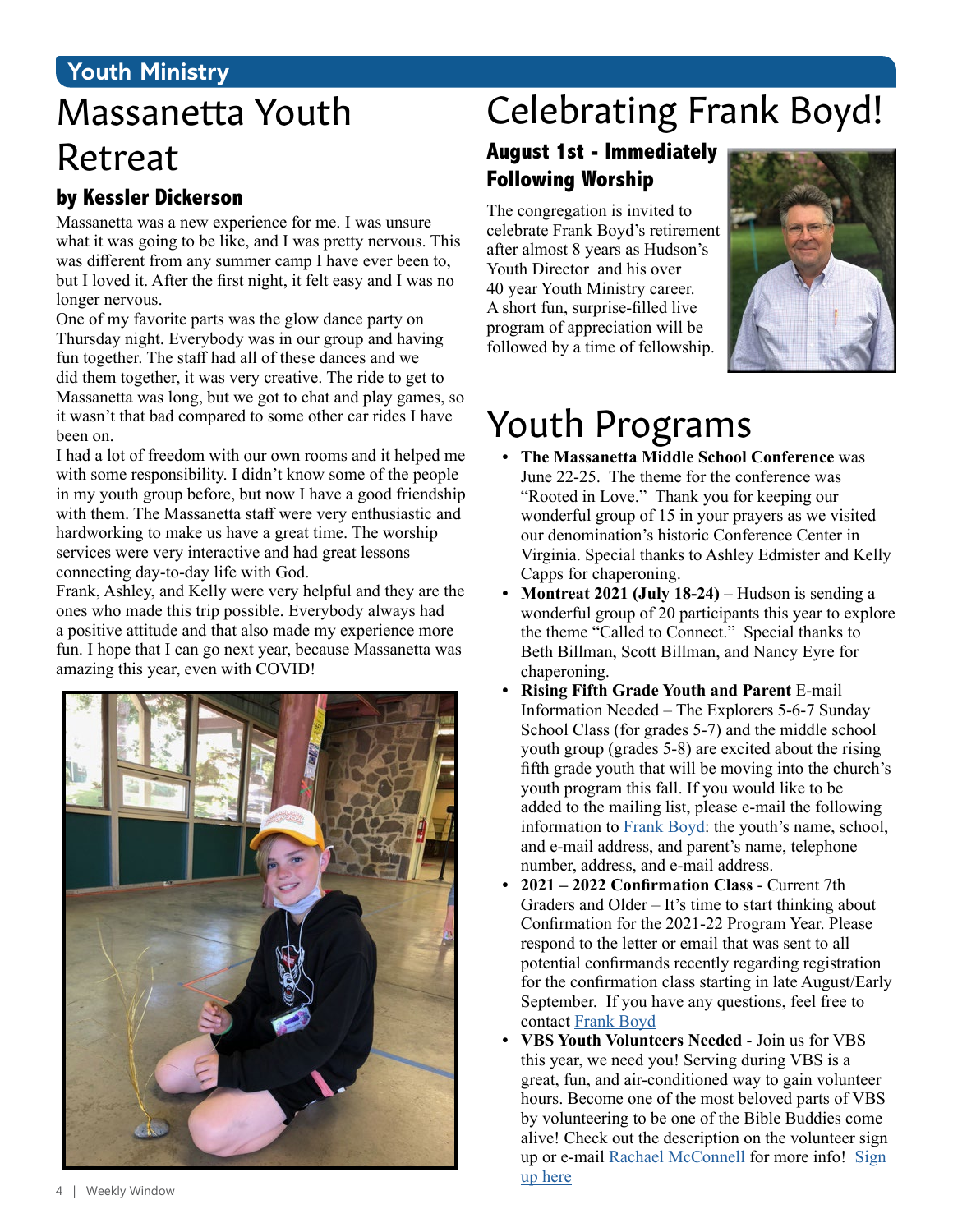## Youth Ministry

# Massanetta Youth Retreat

### by Kessler Dickerson

Massanetta was a new experience for me. I was unsure what it was going to be like, and I was pretty nervous. This was different from any summer camp I have ever been to, but I loved it. After the first night, it felt easy and I was no longer nervous.

One of my favorite parts was the glow dance party on Thursday night. Everybody was in our group and having fun together. The staff had all of these dances and we did them together, it was very creative. The ride to get to Massanetta was long, but we got to chat and play games, so it wasn't that bad compared to some other car rides I have been on.

I had a lot of freedom with our own rooms and it helped me with some responsibility. I didn't know some of the people in my youth group before, but now I have a good friendship with them. The Massanetta staff were very enthusiastic and hardworking to make us have a great time. The worship services were very interactive and had great lessons connecting day-to-day life with God.

Frank, Ashley, and Kelly were very helpful and they are the ones who made this trip possible. Everybody always had a positive attitude and that also made my experience more fun. I hope that I can go next year, because Massanetta was amazing this year, even with COVID!

# Celebrating Frank Boyd!

### August 1st - Immediately Following Worship

The congregation is invited to celebrate Frank Boyd's retirement after almost 8 years as Hudson's Youth Director and his over 40 year Youth Ministry career. A short fun, surprise-filled live program of appreciation will be followed by a time of fellowship.

# Youth Programs

- **The Massanetta Middle School Conference** was June 22-25. The theme for the conference was "Rooted in Love." Thank you for keeping our wonderful group of 15 in your prayers as we visited our denomination's historic Conference Center in Virginia. Special thanks to Ashley Edmister and Kelly Capps for chaperoning.
- **Montreat 2021 (July 18-24)** – Hudson is sending a wonderful group of 20 participants this year to explore the theme "Called to Connect." Special thanks to Beth Billman, Scott Billman, and Nancy Eyre for chaperoning.
- **Rising Fifth Grade Youth and Parent** E-mail Information Needed – The Explorers 5-6-7 Sunday School Class (for grades 5-7) and the middle school youth group (grades 5-8) are excited about the rising fifth grade youth that will be moving into the church's youth program this fall. If you would like to be added to the mailing list, please e-mail the following information to Frank Boyd: the youth's name, school, and e-mail address, and parent's name, telephone number, address, and e-mail address.
- **2021 – 2022 Confirmation Class** - Current 7th Graders and Older – It's time to start thinking about Confirmation for the 2021-22 Program Year. Please respond to the letter or email that was sent to all potential confirmands recently regarding registration for the confirmation class starting in late August/Early September. If you have any questions, feel free to contact Frank Boyd
- **VBS Youth Volunteers Needed** - Join us for VBS this year, we need you! Serving during VBS is a great, fun, and air-conditioned way to gain volunteer hours. Become one of the most beloved parts of VBS by volunteering to be one of the Bible Buddies come alive! Check out the description on the volunteer sign up or e-mail Rachael McConnell for more info! Sign up here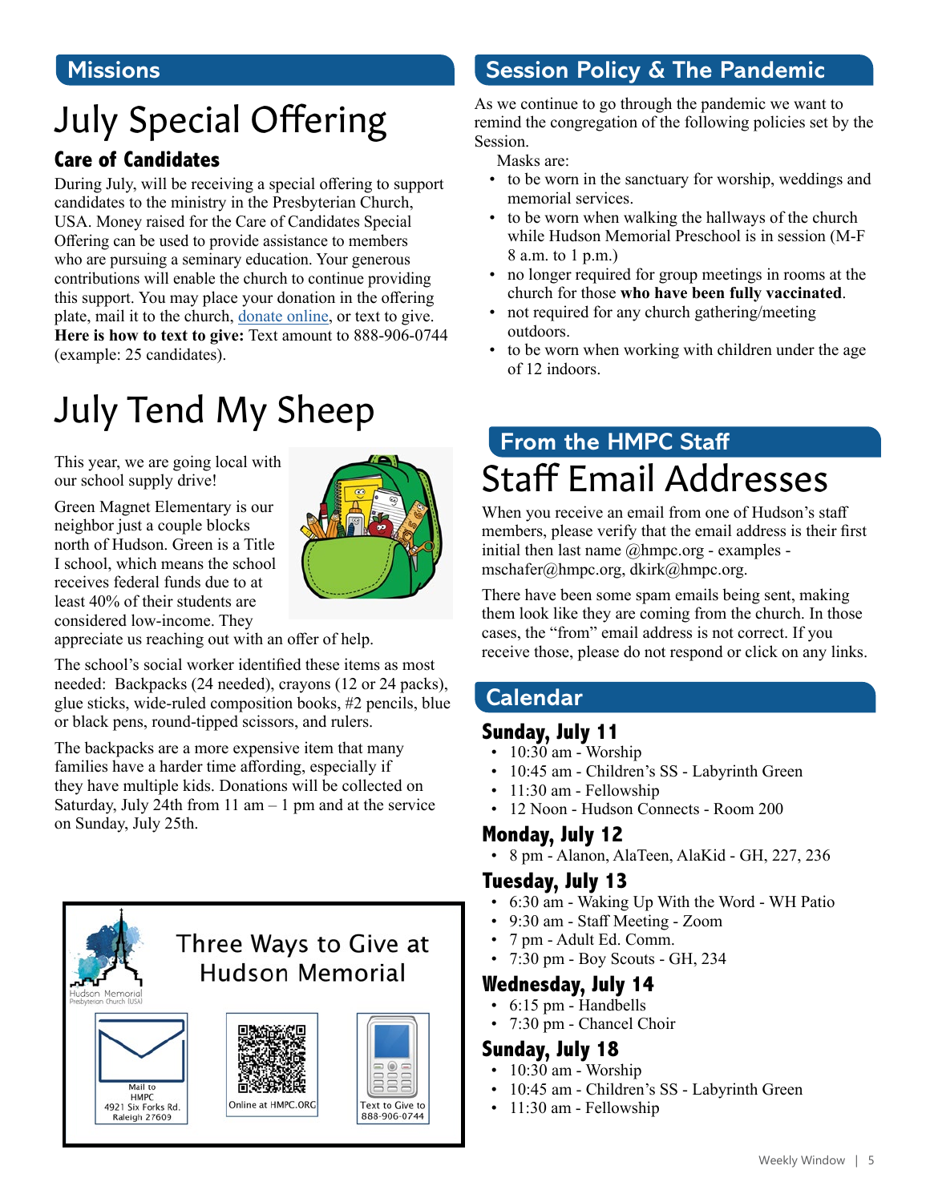## Missions

# July Special Offering

### Care of Candidates

During July, will be receiving a special offering to support candidates to the ministry in the Presbyterian Church, USA. Money raised for the Care of Candidates Special Offering can be used to provide assistance to members who are pursuing a seminary education. Your generous contributions will enable the church to continue providing this support. You may place your donation in the offering plate, mail it to the church, donate online, or text to give. **Here is how to text to give:** Text amount to 888-906-0744 (example: 25 candidates).

# July Tend My Sheep

This year, we are going local with our school supply drive!

Green Magnet Elementary is our neighbor just a couple blocks north of Hudson. Green is a Title I school, which means the school receives federal funds due to at least 40% of their students are considered low-income. They appreciate us reaching out with an offer of help.

The school's social worker identified these items as most needed: Backpacks (24 needed), crayons (12 or 24 packs), glue sticks, wide-ruled composition books, #2 pencils, blue or black pens, round-tipped scissors, and rulers.

The backpacks are a more expensive item that many families have a harder time affording, especially if they have multiple kids. Donations will be collected on Saturday, July 24th from 11 am – 1 pm and at the service on Sunday, July 25th.

### Three Ways to Give at Hudson Memorial

Hudson Memorial Presbyterian Church (USA)

- Mail to HMPC 4921 Six Forks Rd. Raleigh 27609
- Online at HMPC.ORG
- Text to Give to 888-906-0744

## Session Policy & The Pandemic

As we continue to go through the pandemic we want to remind the congregation of the following policies set by the Session.

Masks are:

- to be worn in the sanctuary for worship, weddings and memorial services.
- to be worn when walking the hallways of the church while Hudson Memorial Preschool is in session (M-F 8 a.m. to 1 p.m.)
- no longer required for group meetings in rooms at the church for those **who have been fully vaccinated**.
- not required for any church gathering/meeting outdoors.
- to be worn when working with children under the age of 12 indoors.

## From the HMPC Staff

# Staff Email Addresses

When you receive an email from one of Hudson's staff members, please verify that the email address is their first initial then last name @hmpc.org - examples - mschafer@hmpc.org, dkirk@hmpc.org.

There have been some spam emails being sent, making them look like they are coming from the church. In those cases, the "from" email address is not correct. If you receive those, please do not respond or click on any links.

## Calendar

### Sunday, July 11

- 10:30 am - Worship
- 10:45 am - Children's SS - Labyrinth Green
- 11:30 am - Fellowship
- 12 Noon - Hudson Connects - Room 200

### Monday, July 12

- 8 pm - Alanon, AlaTeen, AlaKid - GH, 227, 236

### Tuesday, July 13

- 6:30 am - Waking Up With the Word - WH Patio
- 9:30 am - Staff Meeting - Zoom
- 7 pm - Adult Ed. Comm.
- 7:30 pm - Boy Scouts - GH, 234

### Wednesday, July 14

- 6:15 pm - Handbells
- 7:30 pm - Chancel Choir

### Sunday, July 18

- 10:30 am - Worship
- 10:45 am - Children's SS - Labyrinth Green
- 11:30 am - Fellowship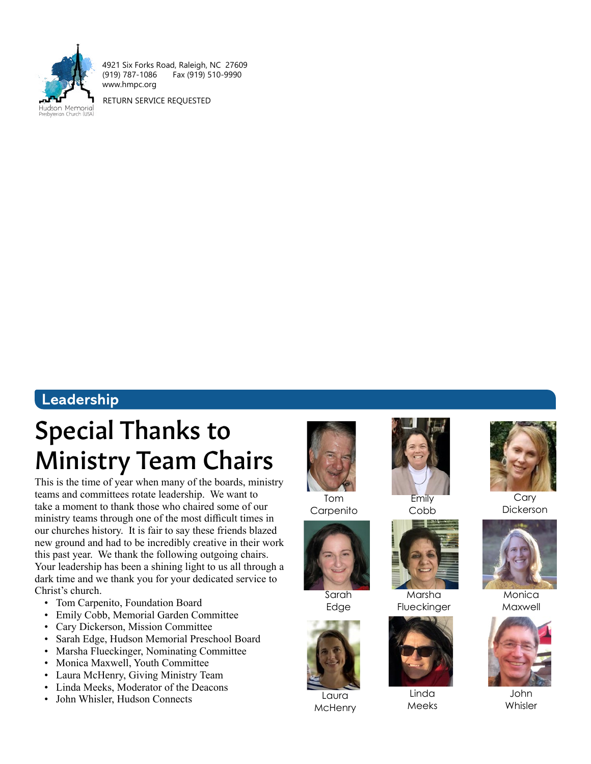4921 Six Forks Road, Raleigh, NC 27609
(919) 787-1086 Fax (919) 510-9990
www.hmpc.org

RETURN SERVICE REQUESTED

## Leadership

# Special Thanks to Ministry Team Chairs

This is the time of year when many of the boards, ministry teams and committees rotate leadership. We want to take a moment to thank those who chaired some of our ministry teams through one of the most difficult times in our churches history. It is fair to say these friends blazed new ground and had to be incredibly creative in their work this past year. We thank the following outgoing chairs. Your leadership has been a shining light to us all through a dark time and we thank you for your dedicated service to Christ's church.

- Tom Carpenito, Foundation Board
- Emily Cobb, Memorial Garden Committee
- Cary Dickerson, Mission Committee
- Sarah Edge, Hudson Memorial Preschool Board
- Marsha Flueckinger, Nominating Committee
- Monica Maxwell, Youth Committee
- Laura McHenry, Giving Ministry Team
- Linda Meeks, Moderator of the Deacons
- John Whisler, Hudson Connects

Tom Carpenito

Emily Cobb

Cary Dickerson

Sarah Edge

Marsha Flueckinger

Monica Maxwell

Laura McHenry

Linda Meeks

John Whisler